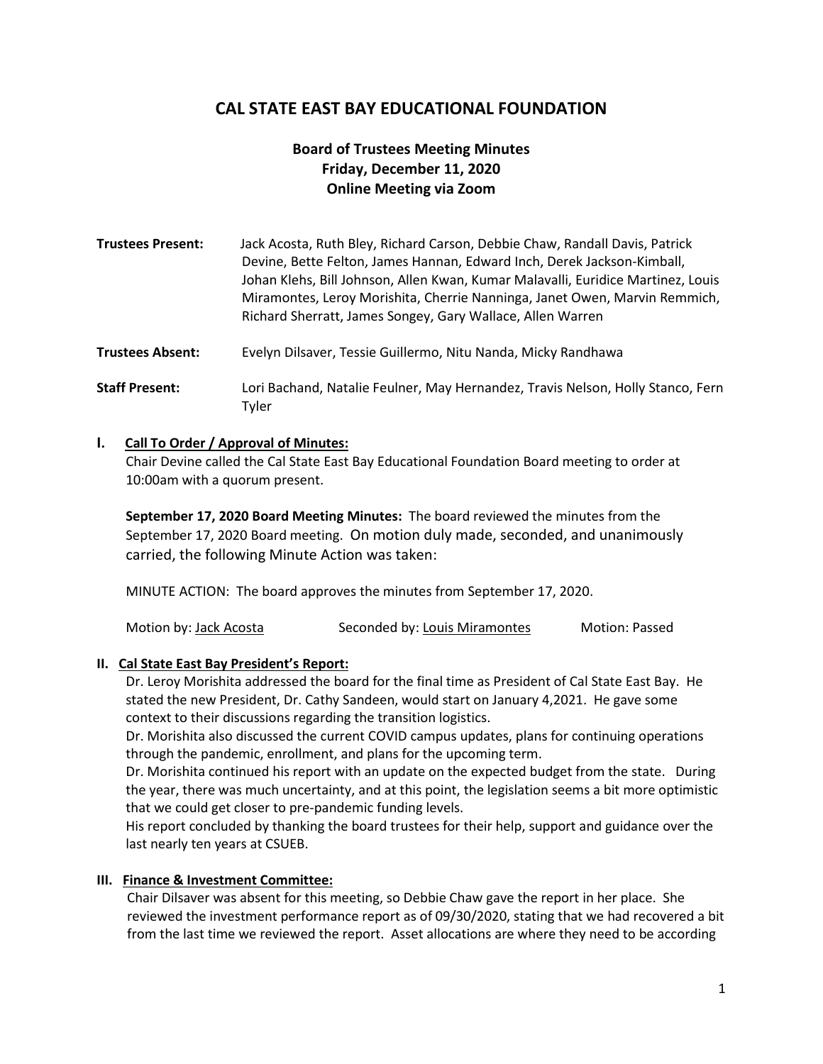# CAL STATE EAST BAY EDUCATIONAL FOUNDATION

## Board of Trustees Meeting Minutes
## Friday, December 11, 2020
## Online Meeting via Zoom

**Trustees Present:** Jack Acosta, Ruth Bley, Richard Carson, Debbie Chaw, Randall Davis, Patrick Devine, Bette Felton, James Hannan, Edward Inch, Derek Jackson-Kimball, Johan Klehs, Bill Johnson, Allen Kwan, Kumar Malavalli, Euridice Martinez, Louis Miramontes, Leroy Morishita, Cherrie Nanninga, Janet Owen, Marvin Remmich, Richard Sherratt, James Songey, Gary Wallace, Allen Warren

**Trustees Absent:** Evelyn Dilsaver, Tessie Guillermo, Nitu Nanda, Micky Randhawa

**Staff Present:** Lori Bachand, Natalie Feulner, May Hernandez, Travis Nelson, Holly Stanco, Fern Tyler

### I. Call To Order / Approval of Minutes:

Chair Devine called the Cal State East Bay Educational Foundation Board meeting to order at 10:00am with a quorum present.

**September 17, 2020 Board Meeting Minutes:** The board reviewed the minutes from the September 17, 2020 Board meeting. On motion duly made, seconded, and unanimously carried, the following Minute Action was taken:

MINUTE ACTION: The board approves the minutes from September 17, 2020.

Motion by: Jack Acosta Seconded by: Louis Miramontes Motion: Passed

### II. Cal State East Bay President's Report:

Dr. Leroy Morishita addressed the board for the final time as President of Cal State East Bay. He stated the new President, Dr. Cathy Sandeen, would start on January 4,2021. He gave some context to their discussions regarding the transition logistics.

Dr. Morishita also discussed the current COVID campus updates, plans for continuing operations through the pandemic, enrollment, and plans for the upcoming term.

Dr. Morishita continued his report with an update on the expected budget from the state. During the year, there was much uncertainty, and at this point, the legislation seems a bit more optimistic that we could get closer to pre-pandemic funding levels.

His report concluded by thanking the board trustees for their help, support and guidance over the last nearly ten years at CSUEB.

### III. Finance & Investment Committee:

Chair Dilsaver was absent for this meeting, so Debbie Chaw gave the report in her place. She reviewed the investment performance report as of 09/30/2020, stating that we had recovered a bit from the last time we reviewed the report. Asset allocations are where they need to be according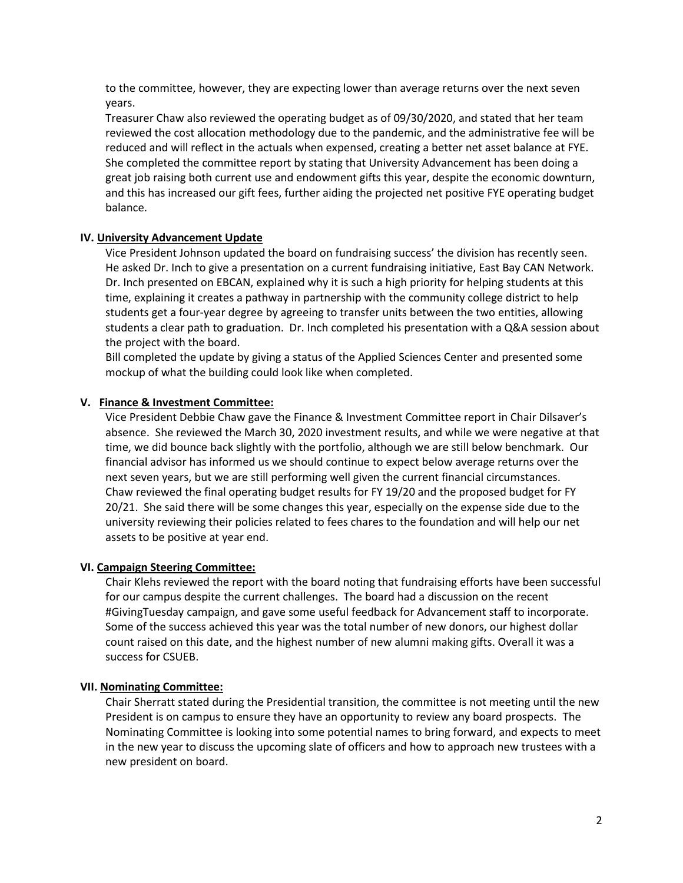to the committee, however, they are expecting lower than average returns over the next seven years.

Treasurer Chaw also reviewed the operating budget as of 09/30/2020, and stated that her team reviewed the cost allocation methodology due to the pandemic, and the administrative fee will be reduced and will reflect in the actuals when expensed, creating a better net asset balance at FYE. She completed the committee report by stating that University Advancement has been doing a great job raising both current use and endowment gifts this year, despite the economic downturn, and this has increased our gift fees, further aiding the projected net positive FYE operating budget balance.

### IV. University Advancement Update

Vice President Johnson updated the board on fundraising success' the division has recently seen. He asked Dr. Inch to give a presentation on a current fundraising initiative, East Bay CAN Network. Dr. Inch presented on EBCAN, explained why it is such a high priority for helping students at this time, explaining it creates a pathway in partnership with the community college district to help students get a four-year degree by agreeing to transfer units between the two entities, allowing students a clear path to graduation. Dr. Inch completed his presentation with a Q&A session about the project with the board.

Bill completed the update by giving a status of the Applied Sciences Center and presented some mockup of what the building could look like when completed.

### V. Finance & Investment Committee:

Vice President Debbie Chaw gave the Finance & Investment Committee report in Chair Dilsaver's absence. She reviewed the March 30, 2020 investment results, and while we were negative at that time, we did bounce back slightly with the portfolio, although we are still below benchmark. Our financial advisor has informed us we should continue to expect below average returns over the next seven years, but we are still performing well given the current financial circumstances. Chaw reviewed the final operating budget results for FY 19/20 and the proposed budget for FY 20/21. She said there will be some changes this year, especially on the expense side due to the university reviewing their policies related to fees chares to the foundation and will help our net assets to be positive at year end.

### VI. Campaign Steering Committee:

Chair Klehs reviewed the report with the board noting that fundraising efforts have been successful for our campus despite the current challenges. The board had a discussion on the recent #GivingTuesday campaign, and gave some useful feedback for Advancement staff to incorporate. Some of the success achieved this year was the total number of new donors, our highest dollar count raised on this date, and the highest number of new alumni making gifts. Overall it was a success for CSUEB.

### VII. Nominating Committee:

Chair Sherratt stated during the Presidential transition, the committee is not meeting until the new President is on campus to ensure they have an opportunity to review any board prospects. The Nominating Committee is looking into some potential names to bring forward, and expects to meet in the new year to discuss the upcoming slate of officers and how to approach new trustees with a new president on board.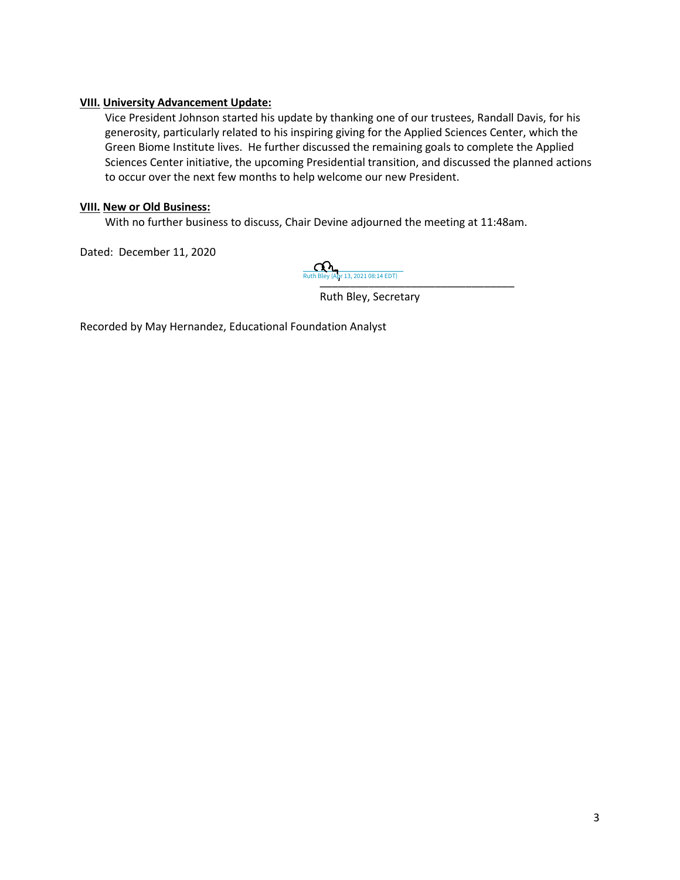**VIII. University Advancement Update:**

Vice President Johnson started his update by thanking one of our trustees, Randall Davis, for his generosity, particularly related to his inspiring giving for the Applied Sciences Center, which the Green Biome Institute lives. He further discussed the remaining goals to complete the Applied Sciences Center initiative, the upcoming Presidential transition, and discussed the planned actions to occur over the next few months to help welcome our new President.

**VIII. New or Old Business:**

With no further business to discuss, Chair Devine adjourned the meeting at 11:48am.

Dated: December 11, 2020

Ruth Bley (Apr 13, 2021 08:14 EDT)

Ruth Bley, Secretary

Recorded by May Hernandez, Educational Foundation Analyst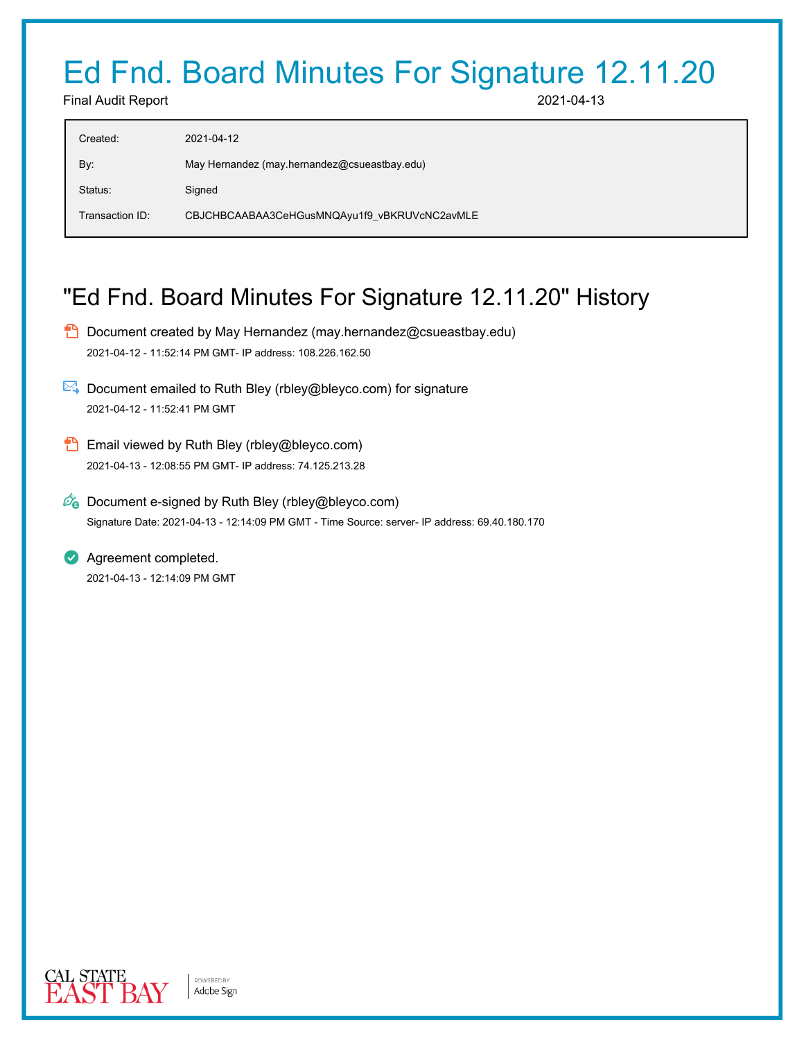# Ed Fnd. Board Minutes For Signature 12.11.20

Final Audit Report 2021-04-13

| | |
|---|---|
| Created: | 2021-04-12 |
| By: | May Hernandez (may.hernandez@csueastbay.edu) |
| Status: | Signed |
| Transaction ID: | CBJCHBCAABAA3CeHGusMNQAyu1f9_vBKRUVcNC2avMLE |

## "Ed Fnd. Board Minutes For Signature 12.11.20" History

- Document created by May Hernandez (may.hernandez@csueastbay.edu)
  2021-04-12 - 11:52:14 PM GMT- IP address: 108.226.162.50

- Document emailed to Ruth Bley (rbley@bleyco.com) for signature
  2021-04-12 - 11:52:41 PM GMT

- Email viewed by Ruth Bley (rbley@bleyco.com)
  2021-04-13 - 12:08:55 PM GMT- IP address: 74.125.213.28

- Document e-signed by Ruth Bley (rbley@bleyco.com)
  Signature Date: 2021-04-13 - 12:14:09 PM GMT - Time Source: server- IP address: 69.40.180.170

- Agreement completed.
  2021-04-13 - 12:14:09 PM GMT

CAL STATE EAST BAY | POWERED BY Adobe Sign